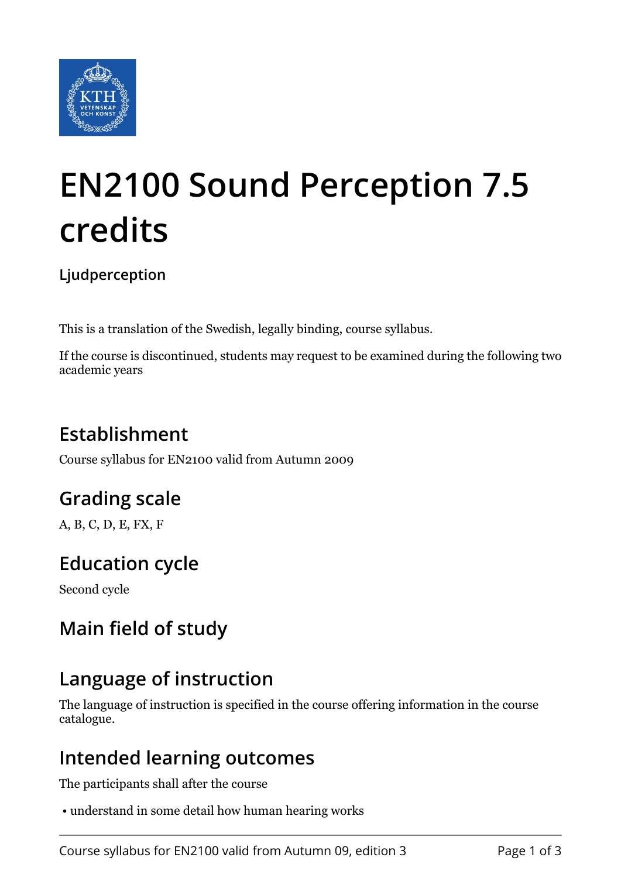# EN2100 Sound Perception 7.5 credits

**Ljudperception**

This is a translation of the Swedish, legally binding, course syllabus.

If the course is discontinued, students may request to be examined during the following two academic years

## Establishment

Course syllabus for EN2100 valid from Autumn 2009

## Grading scale

A, B, C, D, E, FX, F

## Education cycle

Second cycle

## Main field of study

## Language of instruction

The language of instruction is specified in the course offering information in the course catalogue.

## Intended learning outcomes

The participants shall after the course

- understand in some detail how human hearing works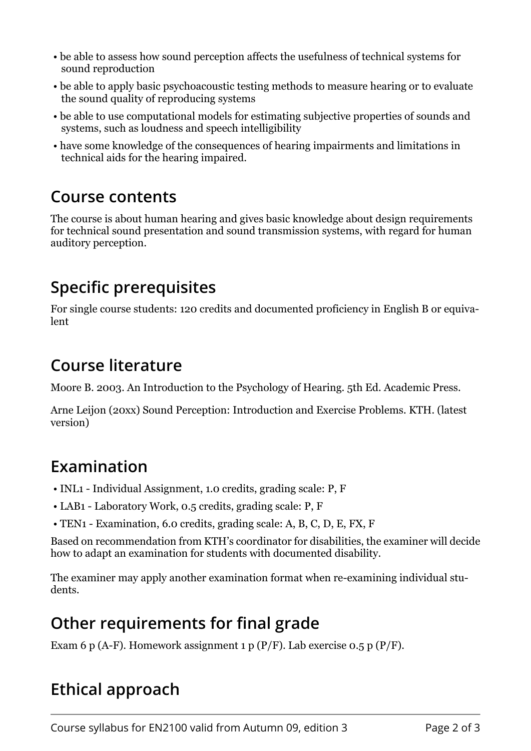- be able to assess how sound perception affects the usefulness of technical systems for sound reproduction
- be able to apply basic psychoacoustic testing methods to measure hearing or to evaluate the sound quality of reproducing systems
- be able to use computational models for estimating subjective properties of sounds and systems, such as loudness and speech intelligibility
- have some knowledge of the consequences of hearing impairments and limitations in technical aids for the hearing impaired.

## Course contents

The course is about human hearing and gives basic knowledge about design requirements for technical sound presentation and sound transmission systems, with regard for human auditory perception.

## Specific prerequisites

For single course students: 120 credits and documented proficiency in English B or equivalent

## Course literature

Moore B. 2003. An Introduction to the Psychology of Hearing. 5th Ed. Academic Press.

Arne Leijon (20xx) Sound Perception: Introduction and Exercise Problems. KTH. (latest version)

## Examination

- INL1 - Individual Assignment, 1.0 credits, grading scale: P, F
- LAB1 - Laboratory Work, 0.5 credits, grading scale: P, F
- TEN1 - Examination, 6.0 credits, grading scale: A, B, C, D, E, FX, F

Based on recommendation from KTH's coordinator for disabilities, the examiner will decide how to adapt an examination for students with documented disability.

The examiner may apply another examination format when re-examining individual students.

## Other requirements for final grade

Exam 6 p (A-F). Homework assignment 1 p (P/F). Lab exercise 0.5 p (P/F).

## Ethical approach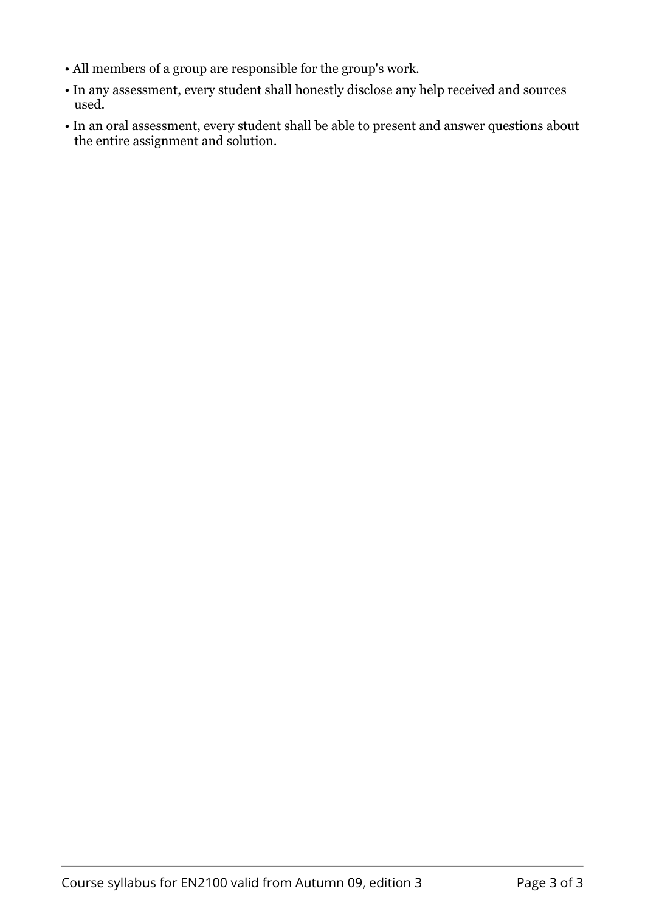- All members of a group are responsible for the group's work.
- In any assessment, every student shall honestly disclose any help received and sources used.
- In an oral assessment, every student shall be able to present and answer questions about the entire assignment and solution.